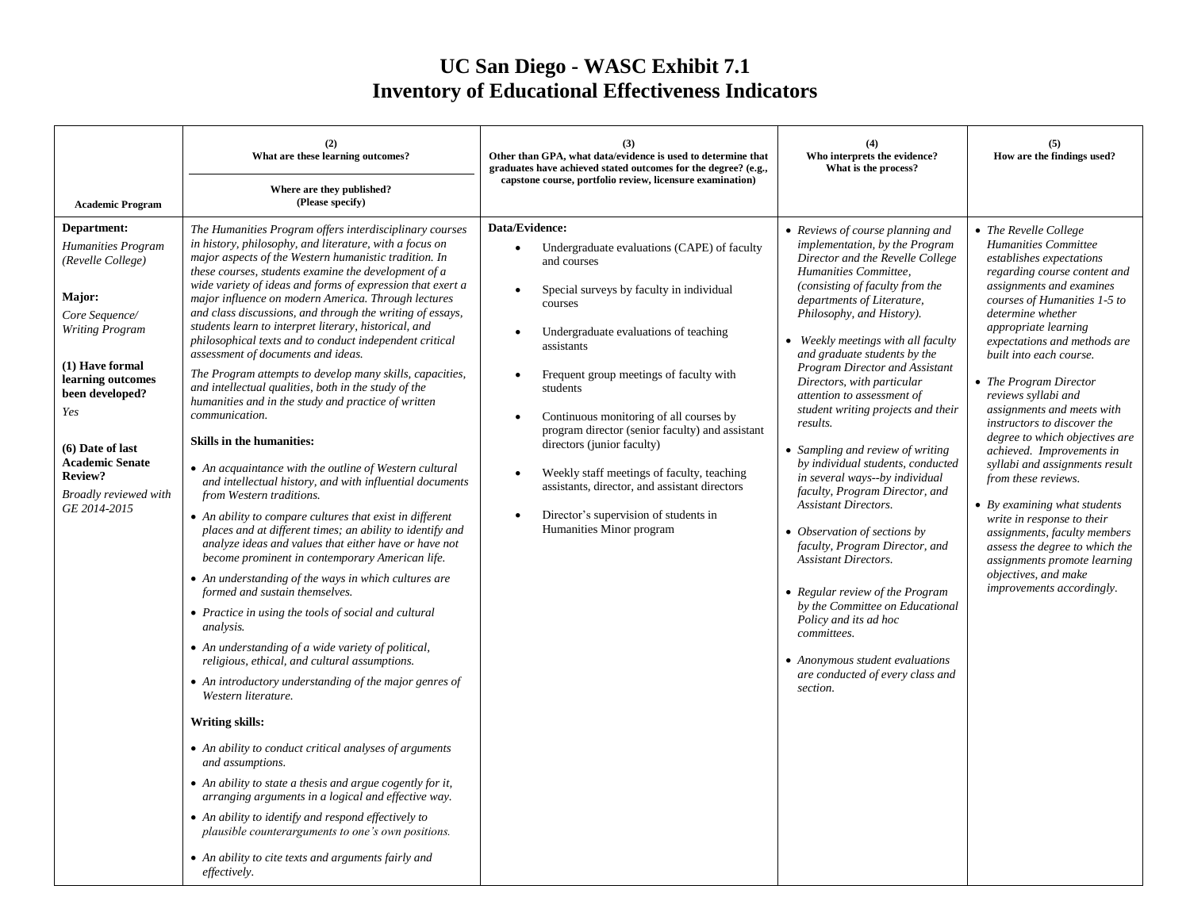# UC San Diego - WASC Exhibit 7.1
# Inventory of Educational Effectiveness Indicators

| Academic Program | (2) What are these learning outcomes? / Where are they published? (Please specify) | (3) Other than GPA, what data/evidence is used to determine that graduates have achieved stated outcomes for the degree? (e.g., capstone course, portfolio review, licensure examination) | (4) Who interprets the evidence? What is the process? | (5) How are the findings used? |
|---|---|---|---|---|
| **Department:**<br>*Humanities Program (Revelle College)*<br><br>**Major:**<br>*Core Sequence/ Writing Program*<br><br>**(1) Have formal learning outcomes been developed?**<br>*Yes*<br><br>**(6) Date of last Academic Senate Review?**<br>*Broadly reviewed with GE 2014-2015* | *The Humanities Program offers interdisciplinary courses in history, philosophy, and literature, with a focus on major aspects of the Western humanistic tradition. In these courses, students examine the development of a wide variety of ideas and forms of expression that exert a major influence on modern America. Through lectures and class discussions, and through the writing of essays, students learn to interpret literary, historical, and philosophical texts and to conduct independent critical assessment of documents and ideas.*<br><br>*The Program attempts to develop many skills, capacities, and intellectual qualities, both in the study of the humanities and in the study and practice of written communication.*<br><br>**Skills in the humanities:**<br>• *An acquaintance with the outline of Western cultural and intellectual history, and with influential documents from Western traditions.*<br>• *An ability to compare cultures that exist in different places and at different times; an ability to identify and analyze ideas and values that either have or have not become prominent in contemporary American life.*<br>• *An understanding of the ways in which cultures are formed and sustain themselves.*<br>• *Practice in using the tools of social and cultural analysis.*<br>• *An understanding of a wide variety of political, religious, ethical, and cultural assumptions.*<br>• *An introductory understanding of the major genres of Western literature.*<br><br>**Writing skills:**<br>• *An ability to conduct critical analyses of arguments and assumptions.*<br>• *An ability to state a thesis and argue cogently for it, arranging arguments in a logical and effective way.*<br>• *An ability to identify and respond effectively to plausible counterarguments to one's own positions.*<br>• *An ability to cite texts and arguments fairly and effectively.* | **Data/Evidence:**<br>• Undergraduate evaluations (CAPE) of faculty and courses<br>• Special surveys by faculty in individual courses<br>• Undergraduate evaluations of teaching assistants<br>• Frequent group meetings of faculty with students<br>• Continuous monitoring of all courses by program director (senior faculty) and assistant directors (junior faculty)<br>• Weekly staff meetings of faculty, teaching assistants, director, and assistant directors<br>• Director's supervision of students in Humanities Minor program | • *Reviews of course planning and implementation, by the Program Director and the Revelle College Humanities Committee, (consisting of faculty from the departments of Literature, Philosophy, and History).*<br>• *Weekly meetings with all faculty and graduate students by the Program Director and Assistant Directors, with particular attention to assessment of student writing projects and their results.*<br>• *Sampling and review of writing by individual students, conducted in several ways--by individual faculty, Program Director, and Assistant Directors.*<br>• *Observation of sections by faculty, Program Director, and Assistant Directors.*<br>• *Regular review of the Program by the Committee on Educational Policy and its ad hoc committees.*<br>• *Anonymous student evaluations are conducted of every class and section.* | • *The Revelle College Humanities Committee establishes expectations regarding course content and assignments and examines courses of Humanities 1-5 to determine whether appropriate learning expectations and methods are built into each course.*<br>• *The Program Director reviews syllabi and assignments and meets with instructors to discover the degree to which objectives are achieved. Improvements in syllabi and assignments result from these reviews.*<br>• *By examining what students write in response to their assignments, faculty members assess the degree to which the assignments promote learning objectives, and make improvements accordingly.* |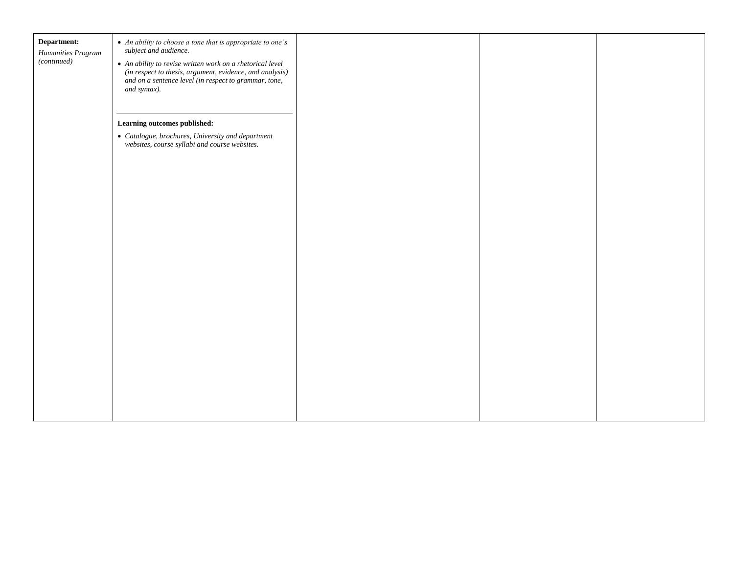| | | | | |
|---|---|---|---|---|
| **Department:**<br>*Humanities Program (continued)* | • *An ability to choose a tone that is appropriate to one's subject and audience.*<br>• *An ability to revise written work on a rhetorical level (in respect to thesis, argument, evidence, and analysis) and on a sentence level (in respect to grammar, tone, and syntax).*<br><br>**Learning outcomes published:**<br>• *Catalogue, brochures, University and department websites, course syllabi and course websites.* | | | |